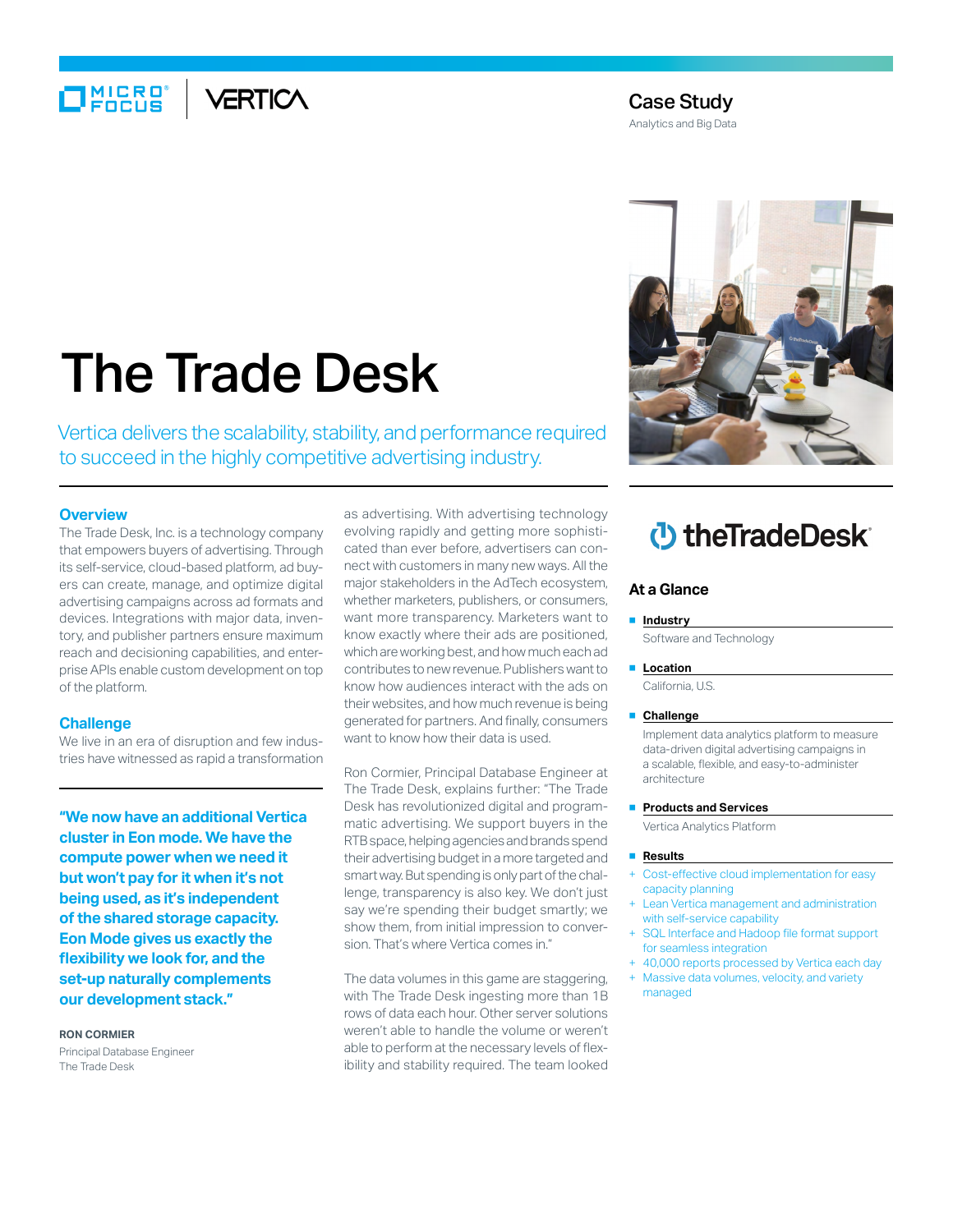Case Study

Analytics and Big Data

# The Trade Desk

Vertica delivers the scalability, stability, and performance required to succeed in the highly competitive advertising industry.

## Overview

The Trade Desk, Inc. is a technology company that empowers buyers of advertising. Through its self-service, cloud-based platform, ad buyers can create, manage, and optimize digital advertising campaigns across ad formats and devices. Integrations with major data, inventory, and publisher partners ensure maximum reach and decisioning capabilities, and enterprise APIs enable custom development on top of the platform.

## Challenge

We live in an era of disruption and few industries have witnessed as rapid a transformation as advertising. With advertising technology evolving rapidly and getting more sophisticated than ever before, advertisers can connect with customers in many new ways. All the major stakeholders in the AdTech ecosystem, whether marketers, publishers, or consumers, want more transparency. Marketers want to know exactly where their ads are positioned, which are working best, and how much each ad contributes to new revenue. Publishers want to know how audiences interact with the ads on their websites, and how much revenue is being generated for partners. And finally, consumers want to know how their data is used.

**"We now have an additional Vertica cluster in Eon mode. We have the compute power when we need it but won't pay for it when it's not being used, as it's independent of the shared storage capacity. Eon Mode gives us exactly the flexibility we look for, and the set-up naturally complements our development stack."**

**RON CORMIER**
Principal Database Engineer
The Trade Desk

Ron Cormier, Principal Database Engineer at The Trade Desk, explains further: "The Trade Desk has revolutionized digital and programmatic advertising. We support buyers in the RTB space, helping agencies and brands spend their advertising budget in a more targeted and smart way. But spending is only part of the challenge, transparency is also key. We don't just say we're spending their budget smartly; we show them, from initial impression to conversion. That's where Vertica comes in."

The data volumes in this game are staggering, with The Trade Desk ingesting more than 1B rows of data each hour. Other server solutions weren't able to handle the volume or weren't able to perform at the necessary levels of flexibility and stability required. The team looked

theTradeDesk

## At a Glance

- **Industry**
  Software and Technology
- **Location**
  California, U.S.
- **Challenge**
  Implement data analytics platform to measure data-driven digital advertising campaigns in a scalable, flexible, and easy-to-administer architecture
- **Products and Services**
  Vertica Analytics Platform
- **Results**
  - + Cost-effective cloud implementation for easy capacity planning
  - + Lean Vertica management and administration with self-service capability
  - + SQL Interface and Hadoop file format support for seamless integration
  - + 40,000 reports processed by Vertica each day
  - + Massive data volumes, velocity, and variety managed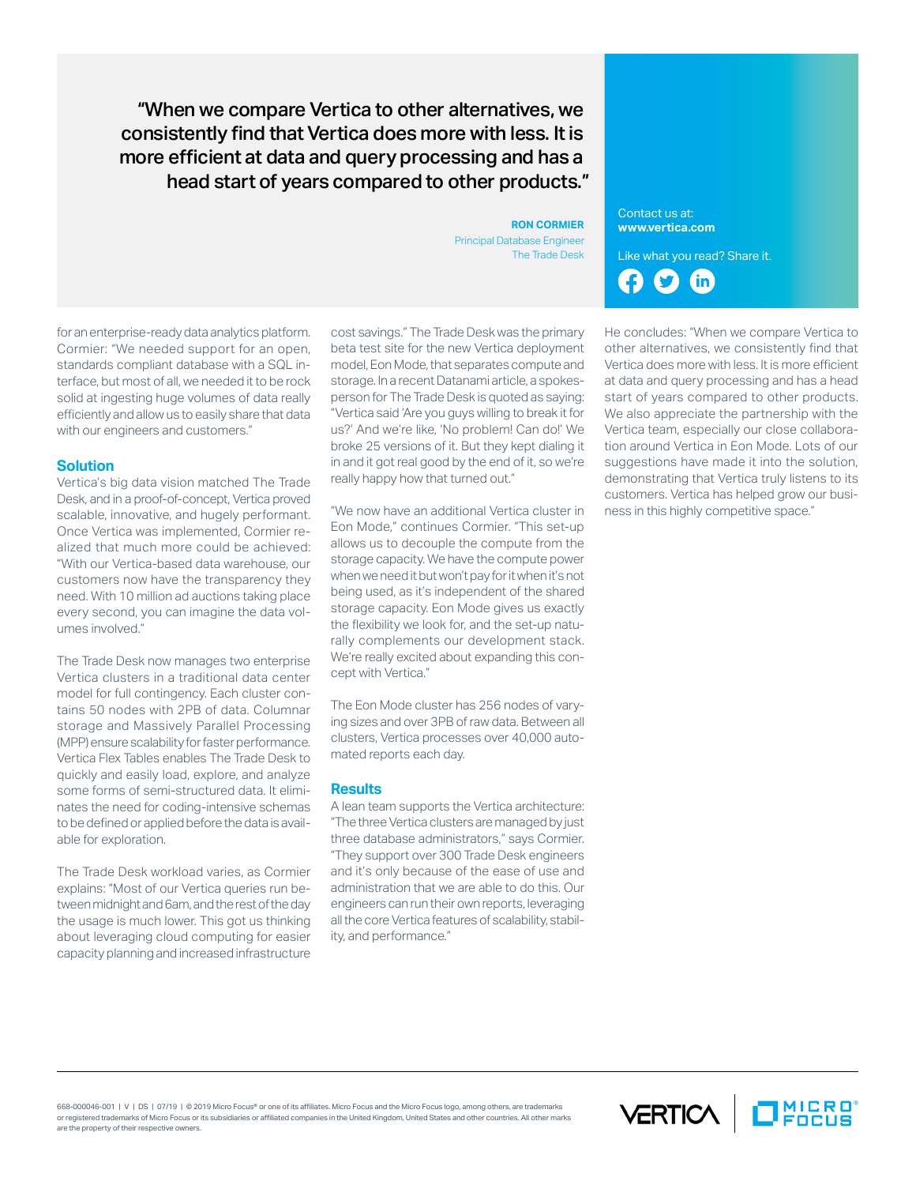> "When we compare Vertica to other alternatives, we consistently find that Vertica does more with less. It is more efficient at data and query processing and has a head start of years compared to other products."
>
> **RON CORMIER**
> Principal Database Engineer
> The Trade Desk

Contact us at:
**www.vertica.com**

Like what you read? Share it.

for an enterprise-ready data analytics platform. Cormier: "We needed support for an open, standards compliant database with a SQL interface, but most of all, we needed it to be rock solid at ingesting huge volumes of data really efficiently and allow us to easily share that data with our engineers and customers."

## Solution

Vertica's big data vision matched The Trade Desk, and in a proof-of-concept, Vertica proved scalable, innovative, and hugely performant. Once Vertica was implemented, Cormier realized that much more could be achieved: "With our Vertica-based data warehouse, our customers now have the transparency they need. With 10 million ad auctions taking place every second, you can imagine the data volumes involved."

The Trade Desk now manages two enterprise Vertica clusters in a traditional data center model for full contingency. Each cluster contains 50 nodes with 2PB of data. Columnar storage and Massively Parallel Processing (MPP) ensure scalability for faster performance. Vertica Flex Tables enables The Trade Desk to quickly and easily load, explore, and analyze some forms of semi-structured data. It eliminates the need for coding-intensive schemas to be defined or applied before the data is available for exploration.

The Trade Desk workload varies, as Cormier explains: "Most of our Vertica queries run between midnight and 6am, and the rest of the day the usage is much lower. This got us thinking about leveraging cloud computing for easier capacity planning and increased infrastructure cost savings." The Trade Desk was the primary beta test site for the new Vertica deployment model, Eon Mode, that separates compute and storage. In a recent Datanami article, a spokesperson for The Trade Desk is quoted as saying: "Vertica said 'Are you guys willing to break it for us?' And we're like, 'No problem! Can do!' We broke 25 versions of it. But they kept dialing it in and it got real good by the end of it, so we're really happy how that turned out."

"We now have an additional Vertica cluster in Eon Mode," continues Cormier. "This set-up allows us to decouple the compute from the storage capacity. We have the compute power when we need it but won't pay for it when it's not being used, as it's independent of the shared storage capacity. Eon Mode gives us exactly the flexibility we look for, and the set-up naturally complements our development stack. We're really excited about expanding this concept with Vertica."

The Eon Mode cluster has 256 nodes of varying sizes and over 3PB of raw data. Between all clusters, Vertica processes over 40,000 automated reports each day.

## Results

A lean team supports the Vertica architecture: "The three Vertica clusters are managed by just three database administrators," says Cormier. "They support over 300 Trade Desk engineers and it's only because of the ease of use and administration that we are able to do this. Our engineers can run their own reports, leveraging all the core Vertica features of scalability, stability, and performance."

He concludes: "When we compare Vertica to other alternatives, we consistently find that Vertica does more with less. It is more efficient at data and query processing and has a head start of years compared to other products. We also appreciate the partnership with the Vertica team, especially our close collaboration around Vertica in Eon Mode. Lots of our suggestions have made it into the solution, demonstrating that Vertica truly listens to its customers. Vertica has helped grow our business in this highly competitive space."

668-000046-001 | V | DS | 07/19 | © 2019 Micro Focus® or one of its affiliates. Micro Focus and the Micro Focus logo, among others, are trademarks or registered trademarks of Micro Focus or its subsidiaries or affiliated companies in the United Kingdom, United States and other countries. All other marks are the property of their respective owners.